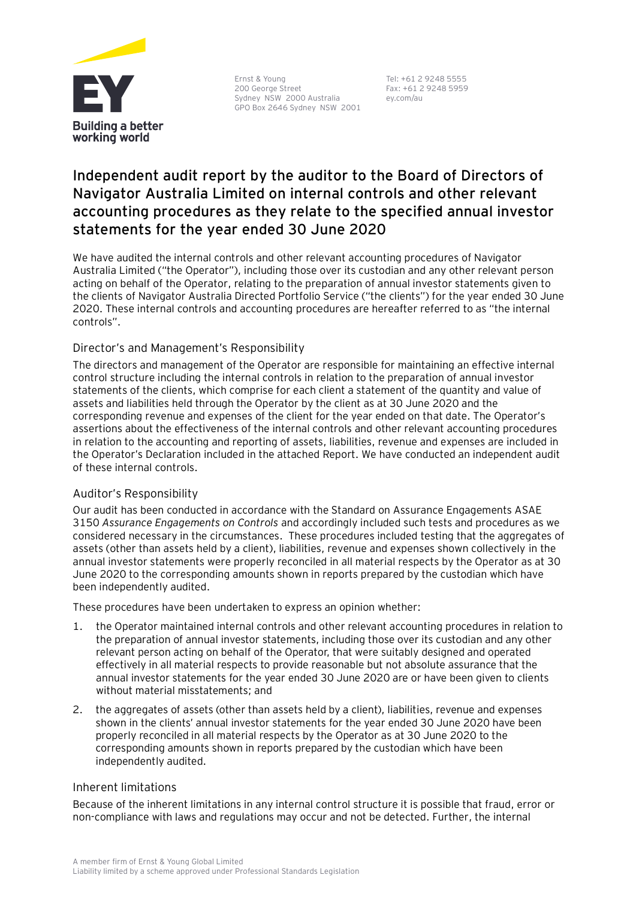Ernst & Young
200 George Street
Sydney NSW 2000 Australia
GPO Box 2646 Sydney NSW 2001

Tel: +61 2 9248 5555
Fax: +61 2 9248 5959
ey.com/au

# Independent audit report by the auditor to the Board of Directors of Navigator Australia Limited on internal controls and other relevant accounting procedures as they relate to the specified annual investor statements for the year ended 30 June 2020

We have audited the internal controls and other relevant accounting procedures of Navigator Australia Limited ("the Operator"), including those over its custodian and any other relevant person acting on behalf of the Operator, relating to the preparation of annual investor statements given to the clients of Navigator Australia Directed Portfolio Service ("the clients") for the year ended 30 June 2020. These internal controls and accounting procedures are hereafter referred to as "the internal controls".

## Director's and Management's Responsibility

The directors and management of the Operator are responsible for maintaining an effective internal control structure including the internal controls in relation to the preparation of annual investor statements of the clients, which comprise for each client a statement of the quantity and value of assets and liabilities held through the Operator by the client as at 30 June 2020 and the corresponding revenue and expenses of the client for the year ended on that date. The Operator's assertions about the effectiveness of the internal controls and other relevant accounting procedures in relation to the accounting and reporting of assets, liabilities, revenue and expenses are included in the Operator's Declaration included in the attached Report. We have conducted an independent audit of these internal controls.

## Auditor's Responsibility

Our audit has been conducted in accordance with the Standard on Assurance Engagements ASAE 3150 *Assurance Engagements on Controls* and accordingly included such tests and procedures as we considered necessary in the circumstances. These procedures included testing that the aggregates of assets (other than assets held by a client), liabilities, revenue and expenses shown collectively in the annual investor statements were properly reconciled in all material respects by the Operator as at 30 June 2020 to the corresponding amounts shown in reports prepared by the custodian which have been independently audited.

These procedures have been undertaken to express an opinion whether:

1. the Operator maintained internal controls and other relevant accounting procedures in relation to the preparation of annual investor statements, including those over its custodian and any other relevant person acting on behalf of the Operator, that were suitably designed and operated effectively in all material respects to provide reasonable but not absolute assurance that the annual investor statements for the year ended 30 June 2020 are or have been given to clients without material misstatements; and
2. the aggregates of assets (other than assets held by a client), liabilities, revenue and expenses shown in the clients' annual investor statements for the year ended 30 June 2020 have been properly reconciled in all material respects by the Operator as at 30 June 2020 to the corresponding amounts shown in reports prepared by the custodian which have been independently audited.

## Inherent limitations

Because of the inherent limitations in any internal control structure it is possible that fraud, error or non-compliance with laws and regulations may occur and not be detected. Further, the internal

A member firm of Ernst & Young Global Limited
Liability limited by a scheme approved under Professional Standards Legislation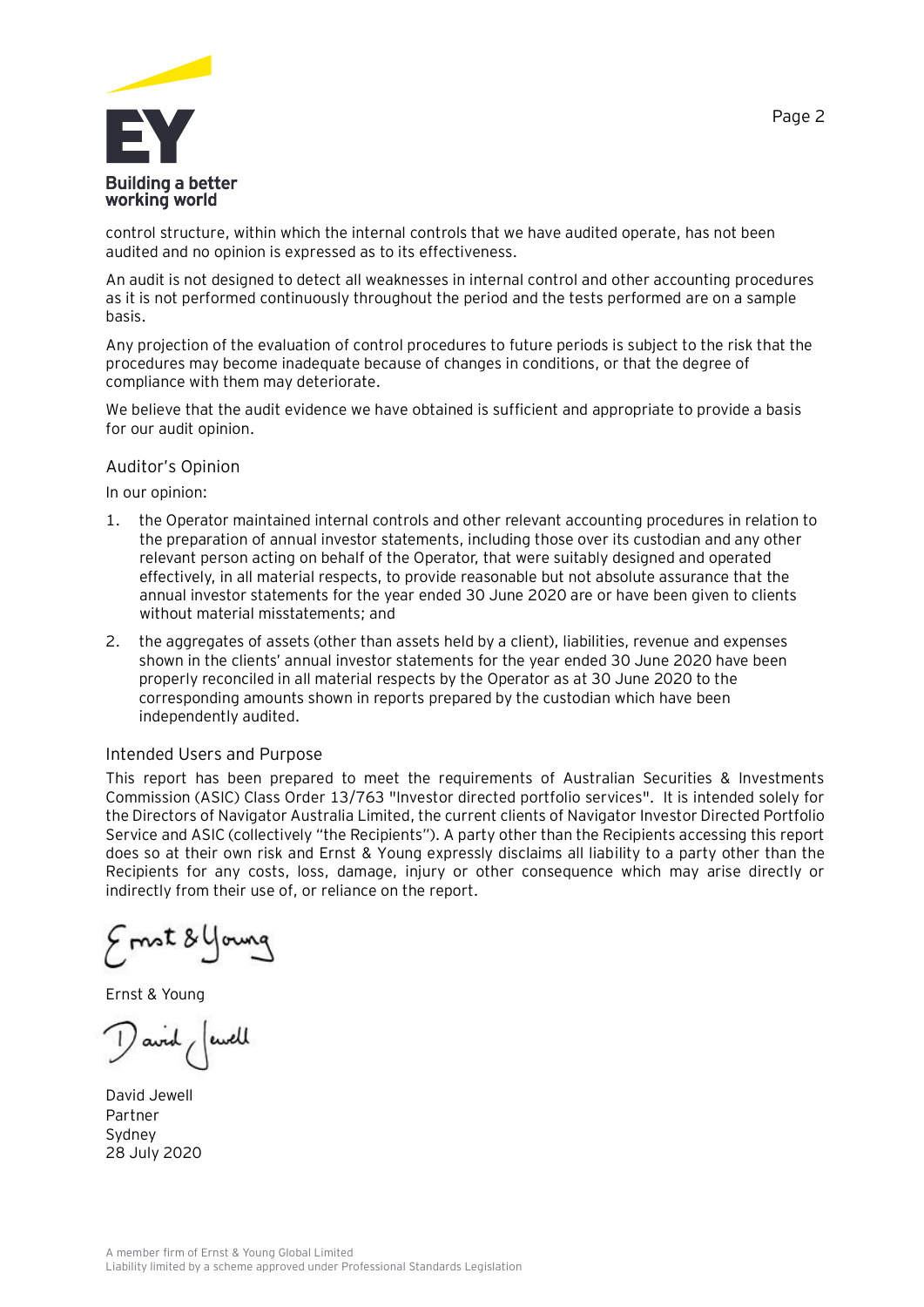control structure, within which the internal controls that we have audited operate, has not been audited and no opinion is expressed as to its effectiveness.

An audit is not designed to detect all weaknesses in internal control and other accounting procedures as it is not performed continuously throughout the period and the tests performed are on a sample basis.

Any projection of the evaluation of control procedures to future periods is subject to the risk that the procedures may become inadequate because of changes in conditions, or that the degree of compliance with them may deteriorate.

We believe that the audit evidence we have obtained is sufficient and appropriate to provide a basis for our audit opinion.

## Auditor's Opinion

In our opinion:

1. the Operator maintained internal controls and other relevant accounting procedures in relation to the preparation of annual investor statements, including those over its custodian and any other relevant person acting on behalf of the Operator, that were suitably designed and operated effectively, in all material respects, to provide reasonable but not absolute assurance that the annual investor statements for the year ended 30 June 2020 are or have been given to clients without material misstatements; and
2. the aggregates of assets (other than assets held by a client), liabilities, revenue and expenses shown in the clients' annual investor statements for the year ended 30 June 2020 have been properly reconciled in all material respects by the Operator as at 30 June 2020 to the corresponding amounts shown in reports prepared by the custodian which have been independently audited.

## Intended Users and Purpose

This report has been prepared to meet the requirements of Australian Securities & Investments Commission (ASIC) Class Order 13/763 "Investor directed portfolio services". It is intended solely for the Directors of Navigator Australia Limited, the current clients of Navigator Investor Directed Portfolio Service and ASIC (collectively "the Recipients"). A party other than the Recipients accessing this report does so at their own risk and Ernst & Young expressly disclaims all liability to a party other than the Recipients for any costs, loss, damage, injury or other consequence which may arise directly or indirectly from their use of, or reliance on the report.

Ernst & Young

David Jewell
Partner
Sydney
28 July 2020